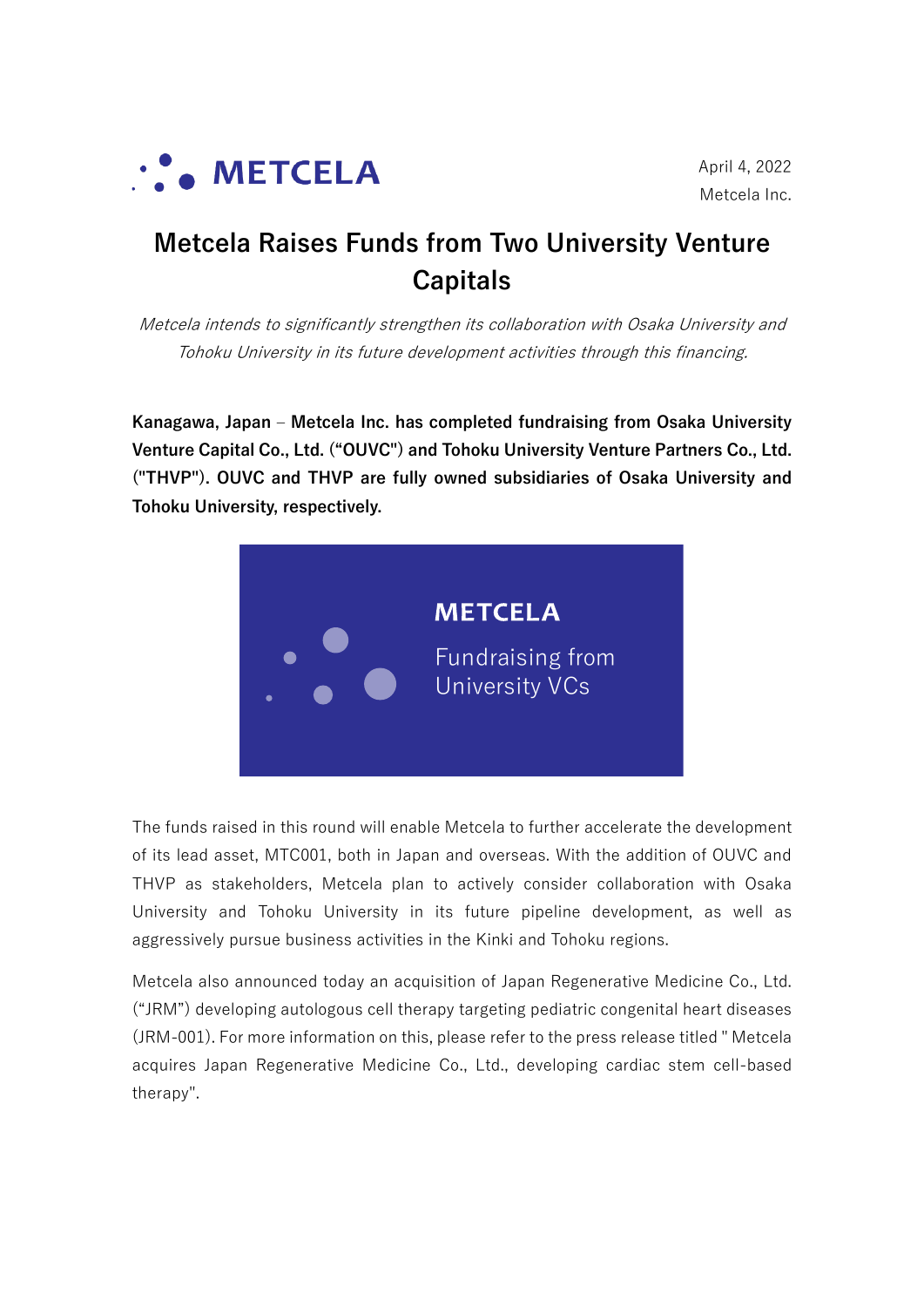April 4, 2022
Metcela Inc.

# Metcela Raises Funds from Two University Venture Capitals

*Metcela intends to significantly strengthen its collaboration with Osaka University and Tohoku University in its future development activities through this financing.*

**Kanagawa, Japan – Metcela Inc. has completed fundraising from Osaka University Venture Capital Co., Ltd. ("OUVC") and Tohoku University Venture Partners Co., Ltd. ("THVP"). OUVC and THVP are fully owned subsidiaries of Osaka University and Tohoku University, respectively.**

The funds raised in this round will enable Metcela to further accelerate the development of its lead asset, MTC001, both in Japan and overseas. With the addition of OUVC and THVP as stakeholders, Metcela plan to actively consider collaboration with Osaka University and Tohoku University in its future pipeline development, as well as aggressively pursue business activities in the Kinki and Tohoku regions.

Metcela also announced today an acquisition of Japan Regenerative Medicine Co., Ltd. ("JRM") developing autologous cell therapy targeting pediatric congenital heart diseases (JRM-001). For more information on this, please refer to the press release titled " Metcela acquires Japan Regenerative Medicine Co., Ltd., developing cardiac stem cell-based therapy".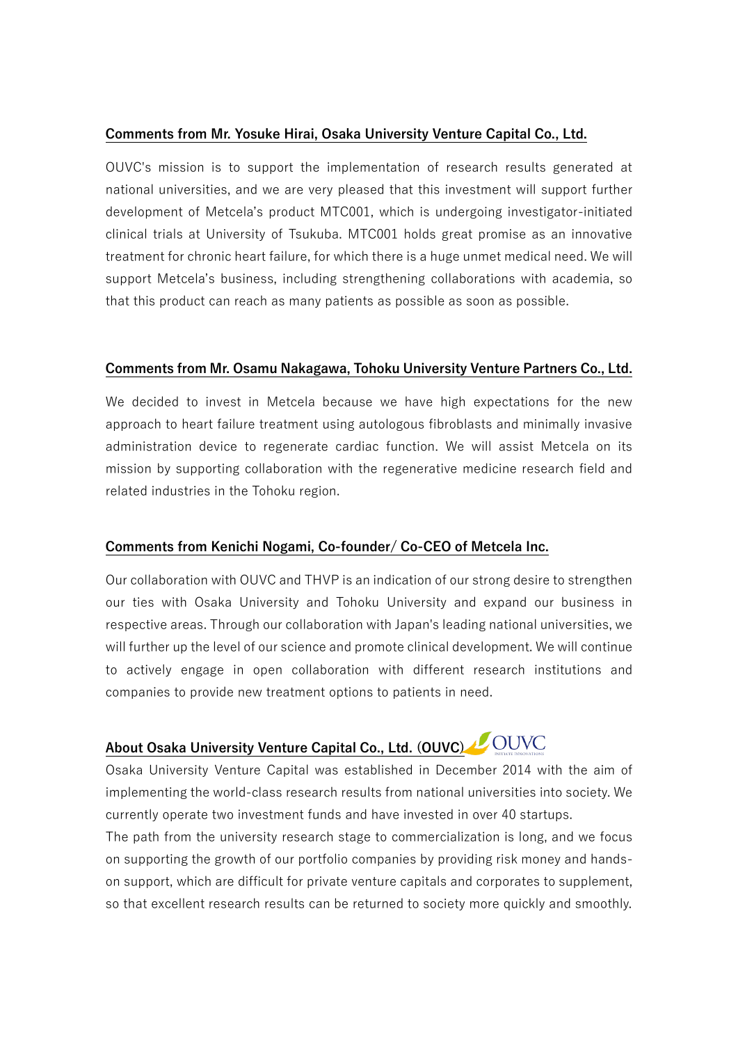### Comments from Mr. Yosuke Hirai, Osaka University Venture Capital Co., Ltd.

OUVC's mission is to support the implementation of research results generated at national universities, and we are very pleased that this investment will support further development of Metcela's product MTC001, which is undergoing investigator-initiated clinical trials at University of Tsukuba. MTC001 holds great promise as an innovative treatment for chronic heart failure, for which there is a huge unmet medical need. We will support Metcela's business, including strengthening collaborations with academia, so that this product can reach as many patients as possible as soon as possible.

### Comments from Mr. Osamu Nakagawa, Tohoku University Venture Partners Co., Ltd.

We decided to invest in Metcela because we have high expectations for the new approach to heart failure treatment using autologous fibroblasts and minimally invasive administration device to regenerate cardiac function. We will assist Metcela on its mission by supporting collaboration with the regenerative medicine research field and related industries in the Tohoku region.

### Comments from Kenichi Nogami, Co-founder/ Co-CEO of Metcela Inc.

Our collaboration with OUVC and THVP is an indication of our strong desire to strengthen our ties with Osaka University and Tohoku University and expand our business in respective areas. Through our collaboration with Japan's leading national universities, we will further up the level of our science and promote clinical development. We will continue to actively engage in open collaboration with different research institutions and companies to provide new treatment options to patients in need.

### About Osaka University Venture Capital Co., Ltd. (OUVC)

Osaka University Venture Capital was established in December 2014 with the aim of implementing the world-class research results from national universities into society. We currently operate two investment funds and have invested in over 40 startups.
The path from the university research stage to commercialization is long, and we focus on supporting the growth of our portfolio companies by providing risk money and hands-on support, which are difficult for private venture capitals and corporates to supplement, so that excellent research results can be returned to society more quickly and smoothly.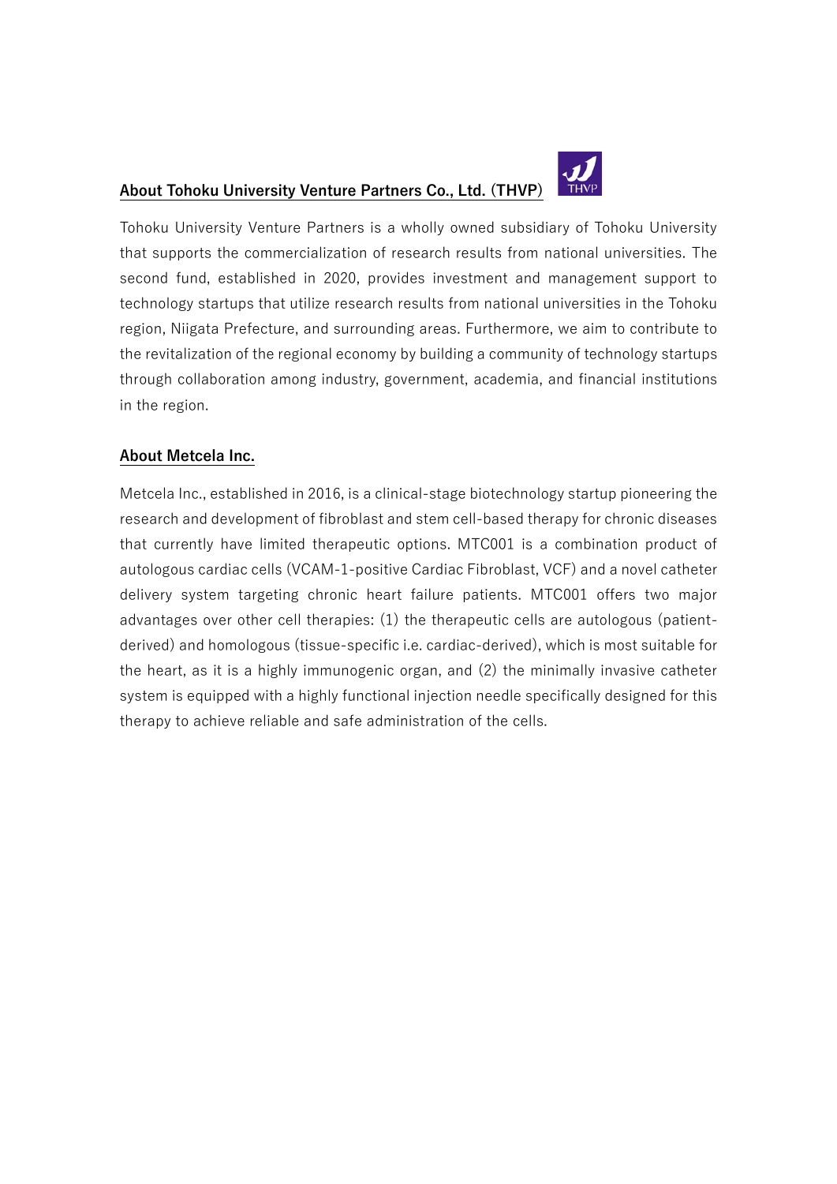## About Tohoku University Venture Partners Co., Ltd. (THVP)

Tohoku University Venture Partners is a wholly owned subsidiary of Tohoku University that supports the commercialization of research results from national universities. The second fund, established in 2020, provides investment and management support to technology startups that utilize research results from national universities in the Tohoku region, Niigata Prefecture, and surrounding areas. Furthermore, we aim to contribute to the revitalization of the regional economy by building a community of technology startups through collaboration among industry, government, academia, and financial institutions in the region.

## About Metcela Inc.

Metcela Inc., established in 2016, is a clinical-stage biotechnology startup pioneering the research and development of fibroblast and stem cell-based therapy for chronic diseases that currently have limited therapeutic options. MTC001 is a combination product of autologous cardiac cells (VCAM-1-positive Cardiac Fibroblast, VCF) and a novel catheter delivery system targeting chronic heart failure patients. MTC001 offers two major advantages over other cell therapies: (1) the therapeutic cells are autologous (patient-derived) and homologous (tissue-specific i.e. cardiac-derived), which is most suitable for the heart, as it is a highly immunogenic organ, and (2) the minimally invasive catheter system is equipped with a highly functional injection needle specifically designed for this therapy to achieve reliable and safe administration of the cells.